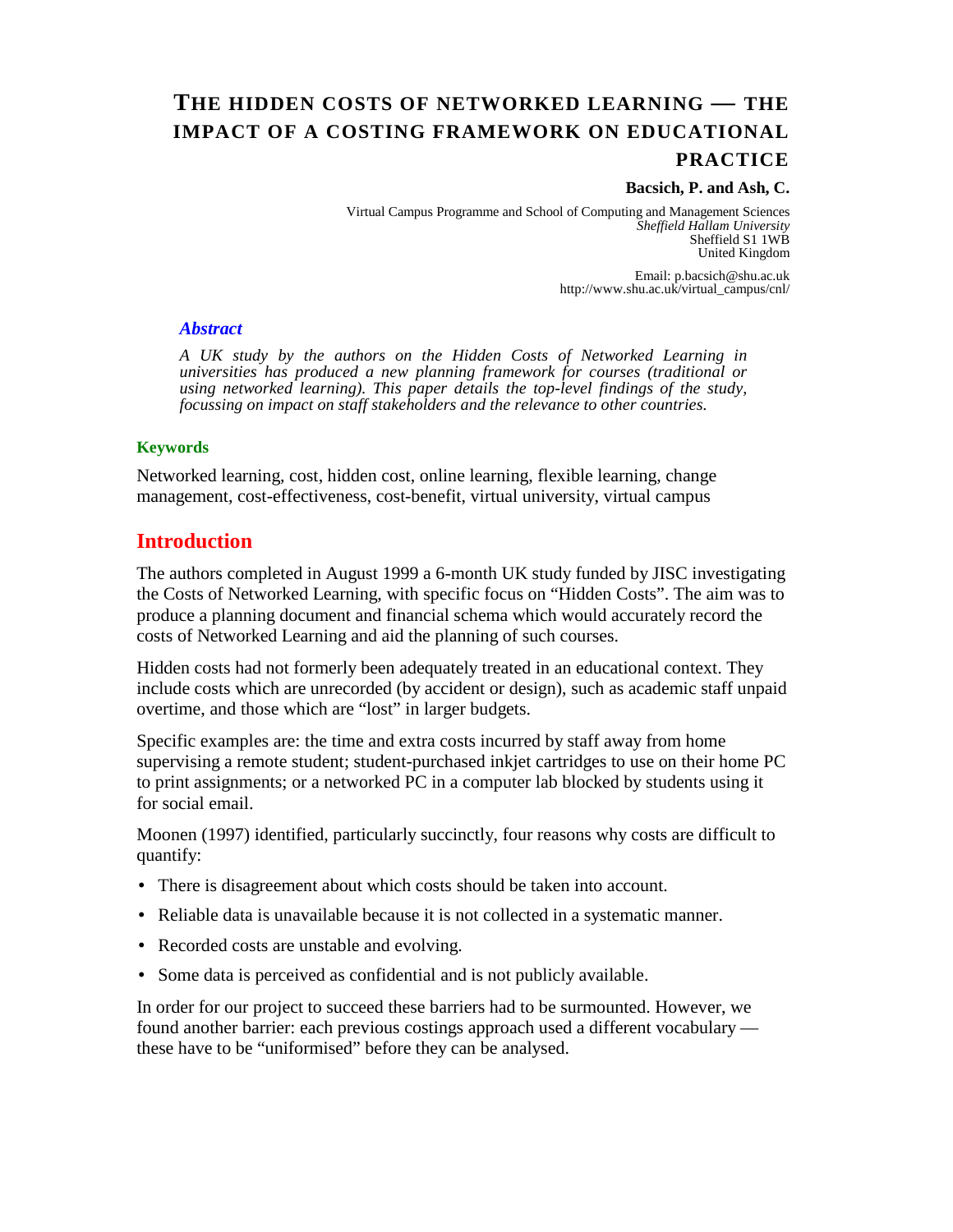# THE HIDDEN COSTS OF NETWORKED LEARNING — THE IMPACT OF A COSTING FRAMEWORK ON EDUCATIONAL PRACTICE

**Bacsich, P. and Ash, C.**

Virtual Campus Programme and School of Computing and Management Sciences
*Sheffield Hallam University*
Sheffield S1 1WB
United Kingdom

Email: p.bacsich@shu.ac.uk
http://www.shu.ac.uk/virtual_campus/cnl/

### *Abstract*

*A UK study by the authors on the Hidden Costs of Networked Learning in universities has produced a new planning framework for courses (traditional or using networked learning). This paper details the top-level findings of the study, focussing on impact on staff stakeholders and the relevance to other countries.*

**Keywords**

Networked learning, cost, hidden cost, online learning, flexible learning, change management, cost-effectiveness, cost-benefit, virtual university, virtual campus

## Introduction

The authors completed in August 1999 a 6-month UK study funded by JISC investigating the Costs of Networked Learning, with specific focus on "Hidden Costs". The aim was to produce a planning document and financial schema which would accurately record the costs of Networked Learning and aid the planning of such courses.

Hidden costs had not formerly been adequately treated in an educational context. They include costs which are unrecorded (by accident or design), such as academic staff unpaid overtime, and those which are "lost" in larger budgets.

Specific examples are: the time and extra costs incurred by staff away from home supervising a remote student; student-purchased inkjet cartridges to use on their home PC to print assignments; or a networked PC in a computer lab blocked by students using it for social email.

Moonen (1997) identified, particularly succinctly, four reasons why costs are difficult to quantify:

- There is disagreement about which costs should be taken into account.
- Reliable data is unavailable because it is not collected in a systematic manner.
- Recorded costs are unstable and evolving.
- Some data is perceived as confidential and is not publicly available.

In order for our project to succeed these barriers had to be surmounted. However, we found another barrier: each previous costings approach used a different vocabulary — these have to be "uniformised" before they can be analysed.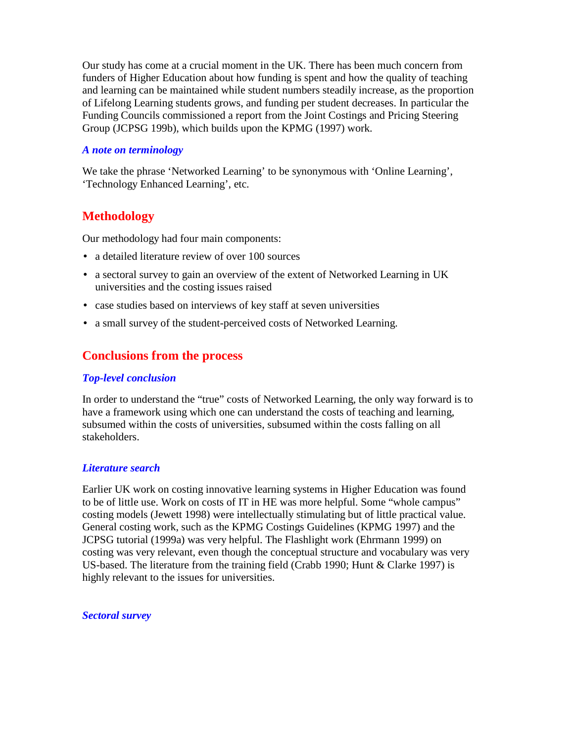Our study has come at a crucial moment in the UK. There has been much concern from funders of Higher Education about how funding is spent and how the quality of teaching and learning can be maintained while student numbers steadily increase, as the proportion of Lifelong Learning students grows, and funding per student decreases. In particular the Funding Councils commissioned a report from the Joint Costings and Pricing Steering Group (JCPSG 199b), which builds upon the KPMG (1997) work.

### *A note on terminology*

We take the phrase 'Networked Learning' to be synonymous with 'Online Learning', 'Technology Enhanced Learning', etc.

## Methodology

Our methodology had four main components:

- a detailed literature review of over 100 sources
- a sectoral survey to gain an overview of the extent of Networked Learning in UK universities and the costing issues raised
- case studies based on interviews of key staff at seven universities
- a small survey of the student-perceived costs of Networked Learning.

## Conclusions from the process

### *Top-level conclusion*

In order to understand the "true" costs of Networked Learning, the only way forward is to have a framework using which one can understand the costs of teaching and learning, subsumed within the costs of universities, subsumed within the costs falling on all stakeholders.

### *Literature search*

Earlier UK work on costing innovative learning systems in Higher Education was found to be of little use. Work on costs of IT in HE was more helpful. Some "whole campus" costing models (Jewett 1998) were intellectually stimulating but of little practical value. General costing work, such as the KPMG Costings Guidelines (KPMG 1997) and the JCPSG tutorial (1999a) was very helpful. The Flashlight work (Ehrmann 1999) on costing was very relevant, even though the conceptual structure and vocabulary was very US-based. The literature from the training field (Crabb 1990; Hunt & Clarke 1997) is highly relevant to the issues for universities.

### *Sectoral survey*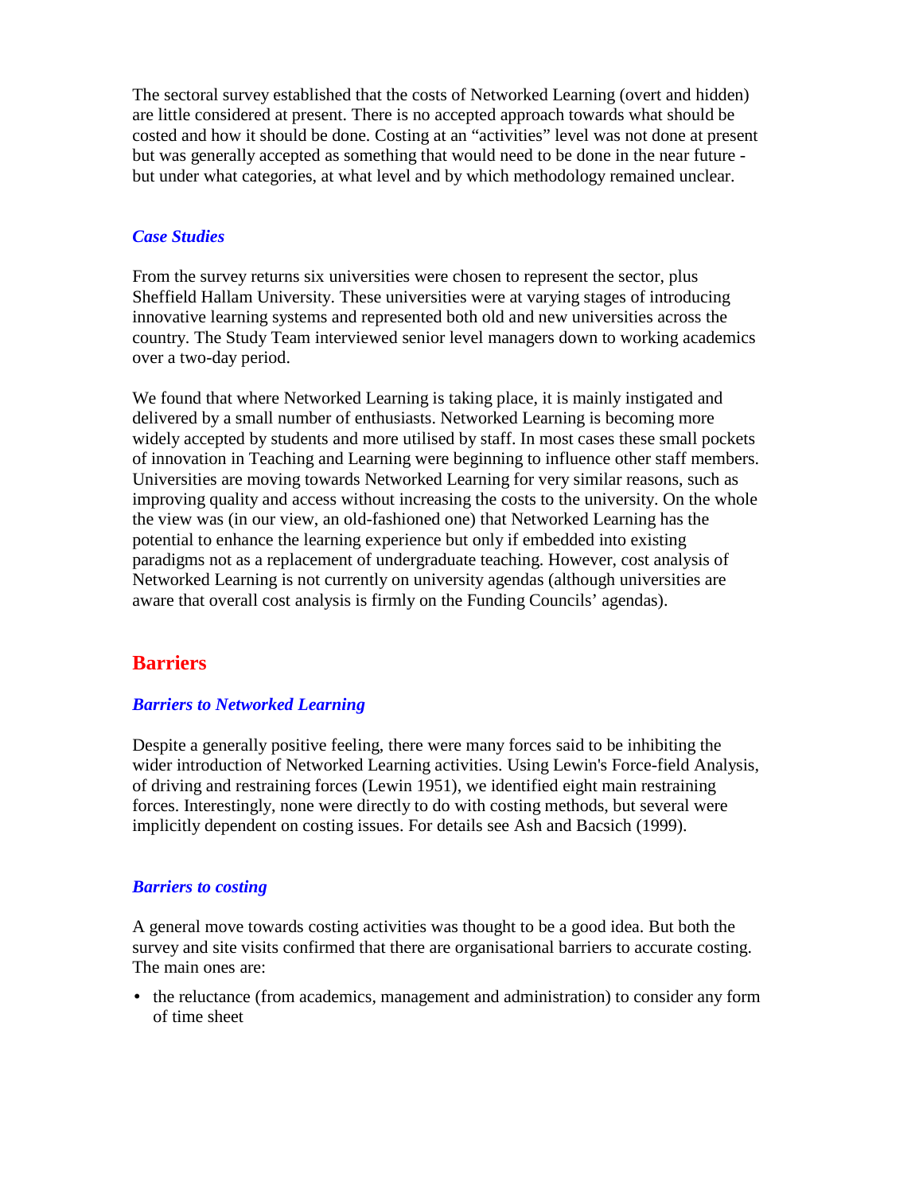The sectoral survey established that the costs of Networked Learning (overt and hidden) are little considered at present. There is no accepted approach towards what should be costed and how it should be done. Costing at an "activities" level was not done at present but was generally accepted as something that would need to be done in the near future - but under what categories, at what level and by which methodology remained unclear.

### *Case Studies*

From the survey returns six universities were chosen to represent the sector, plus Sheffield Hallam University. These universities were at varying stages of introducing innovative learning systems and represented both old and new universities across the country. The Study Team interviewed senior level managers down to working academics over a two-day period.

We found that where Networked Learning is taking place, it is mainly instigated and delivered by a small number of enthusiasts. Networked Learning is becoming more widely accepted by students and more utilised by staff. In most cases these small pockets of innovation in Teaching and Learning were beginning to influence other staff members. Universities are moving towards Networked Learning for very similar reasons, such as improving quality and access without increasing the costs to the university. On the whole the view was (in our view, an old-fashioned one) that Networked Learning has the potential to enhance the learning experience but only if embedded into existing paradigms not as a replacement of undergraduate teaching. However, cost analysis of Networked Learning is not currently on university agendas (although universities are aware that overall cost analysis is firmly on the Funding Councils' agendas).

## Barriers

### *Barriers to Networked Learning*

Despite a generally positive feeling, there were many forces said to be inhibiting the wider introduction of Networked Learning activities. Using Lewin's Force-field Analysis, of driving and restraining forces (Lewin 1951), we identified eight main restraining forces. Interestingly, none were directly to do with costing methods, but several were implicitly dependent on costing issues. For details see Ash and Bacsich (1999).

### *Barriers to costing*

A general move towards costing activities was thought to be a good idea. But both the survey and site visits confirmed that there are organisational barriers to accurate costing. The main ones are:

- the reluctance (from academics, management and administration) to consider any form of time sheet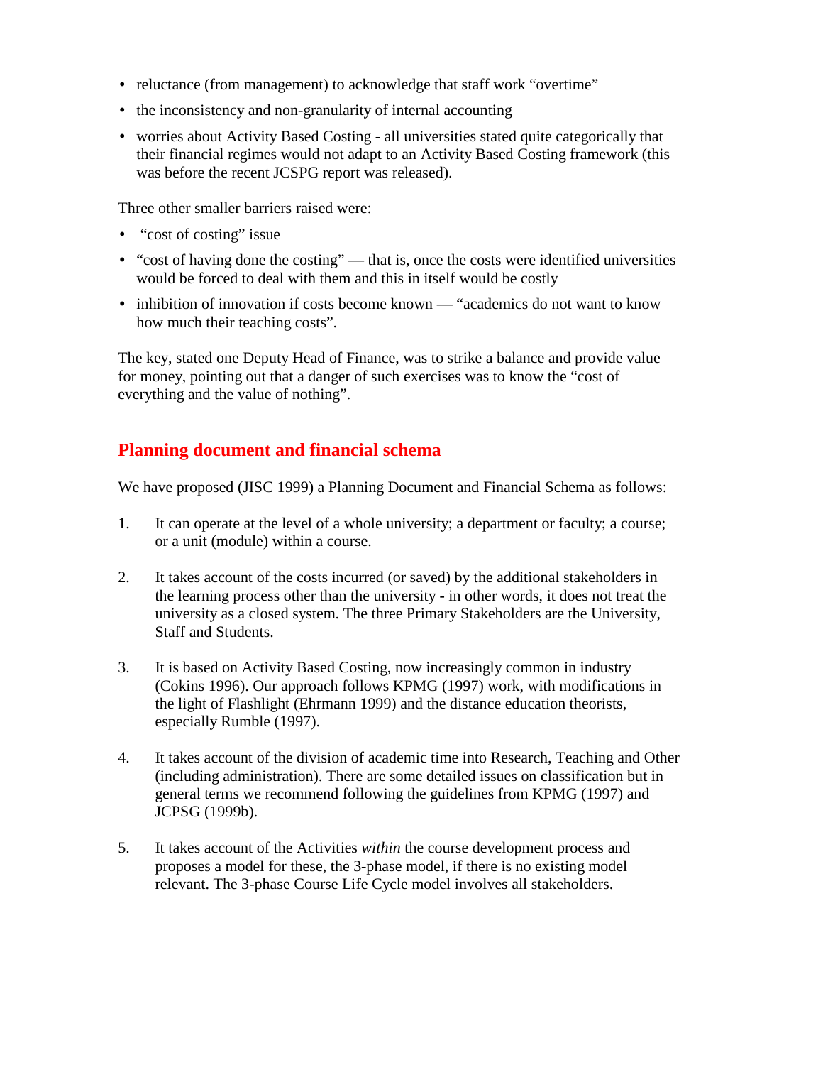- reluctance (from management) to acknowledge that staff work "overtime"
- the inconsistency and non-granularity of internal accounting
- worries about Activity Based Costing - all universities stated quite categorically that their financial regimes would not adapt to an Activity Based Costing framework (this was before the recent JCSPG report was released).

Three other smaller barriers raised were:

- "cost of costing" issue
- "cost of having done the costing" — that is, once the costs were identified universities would be forced to deal with them and this in itself would be costly
- inhibition of innovation if costs become known — "academics do not want to know how much their teaching costs".

The key, stated one Deputy Head of Finance, was to strike a balance and provide value for money, pointing out that a danger of such exercises was to know the "cost of everything and the value of nothing".

## Planning document and financial schema

We have proposed (JISC 1999) a Planning Document and Financial Schema as follows:

1. It can operate at the level of a whole university; a department or faculty; a course; or a unit (module) within a course.

2. It takes account of the costs incurred (or saved) by the additional stakeholders in the learning process other than the university - in other words, it does not treat the university as a closed system. The three Primary Stakeholders are the University, Staff and Students.

3. It is based on Activity Based Costing, now increasingly common in industry (Cokins 1996). Our approach follows KPMG (1997) work, with modifications in the light of Flashlight (Ehrmann 1999) and the distance education theorists, especially Rumble (1997).

4. It takes account of the division of academic time into Research, Teaching and Other (including administration). There are some detailed issues on classification but in general terms we recommend following the guidelines from KPMG (1997) and JCPSG (1999b).

5. It takes account of the Activities *within* the course development process and proposes a model for these, the 3-phase model, if there is no existing model relevant. The 3-phase Course Life Cycle model involves all stakeholders.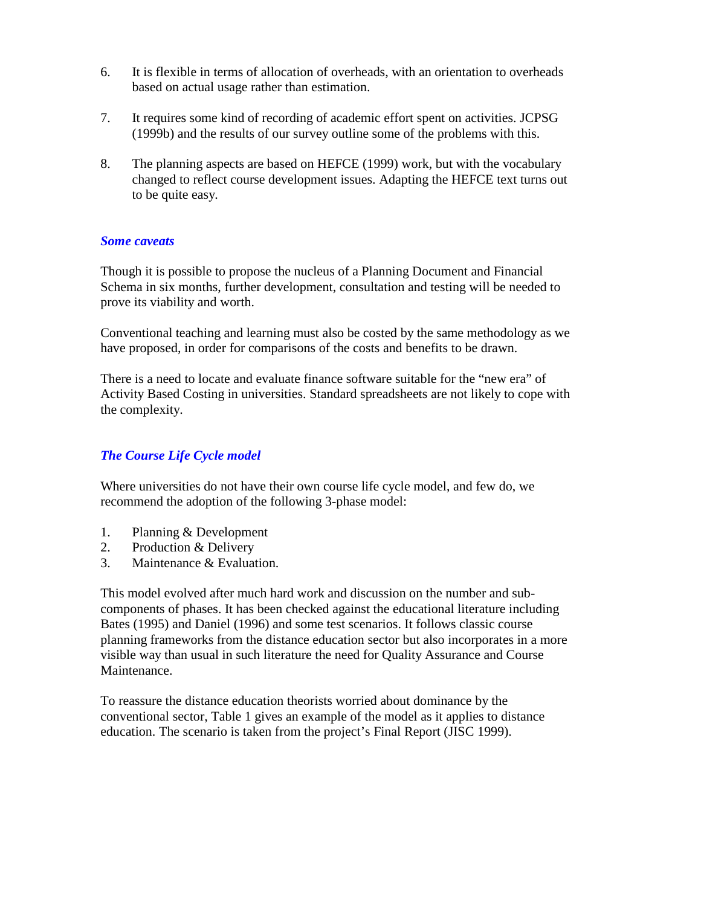6. It is flexible in terms of allocation of overheads, with an orientation to overheads based on actual usage rather than estimation.

7. It requires some kind of recording of academic effort spent on activities. JCPSG (1999b) and the results of our survey outline some of the problems with this.

8. The planning aspects are based on HEFCE (1999) work, but with the vocabulary changed to reflect course development issues. Adapting the HEFCE text turns out to be quite easy.

### *Some caveats*

Though it is possible to propose the nucleus of a Planning Document and Financial Schema in six months, further development, consultation and testing will be needed to prove its viability and worth.

Conventional teaching and learning must also be costed by the same methodology as we have proposed, in order for comparisons of the costs and benefits to be drawn.

There is a need to locate and evaluate finance software suitable for the "new era" of Activity Based Costing in universities. Standard spreadsheets are not likely to cope with the complexity.

### *The Course Life Cycle model*

Where universities do not have their own course life cycle model, and few do, we recommend the adoption of the following 3-phase model:

1. Planning & Development
2. Production & Delivery
3. Maintenance & Evaluation.

This model evolved after much hard work and discussion on the number and sub-components of phases. It has been checked against the educational literature including Bates (1995) and Daniel (1996) and some test scenarios. It follows classic course planning frameworks from the distance education sector but also incorporates in a more visible way than usual in such literature the need for Quality Assurance and Course Maintenance.

To reassure the distance education theorists worried about dominance by the conventional sector, Table 1 gives an example of the model as it applies to distance education. The scenario is taken from the project's Final Report (JISC 1999).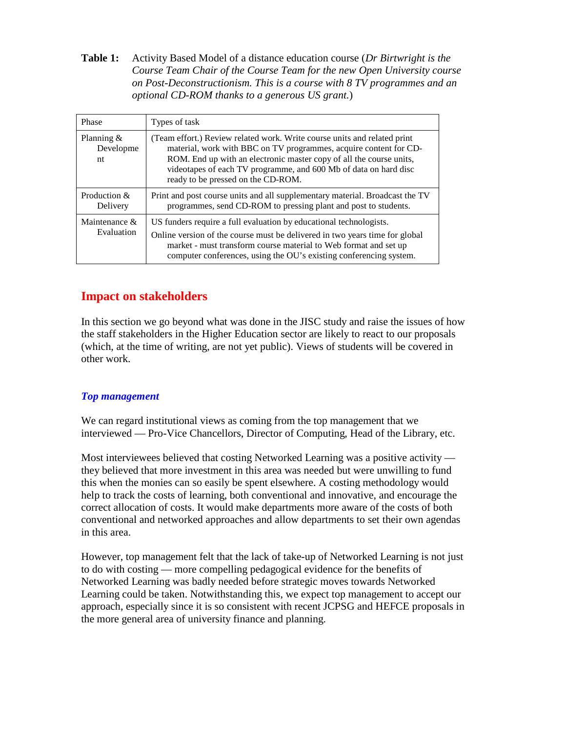**Table 1:** Activity Based Model of a distance education course (*Dr Birtwright is the Course Team Chair of the Course Team for the new Open University course on Post-Deconstructionism. This is a course with 8 TV programmes and an optional CD-ROM thanks to a generous US grant.*)

| Phase | Types of task |
|---|---|
| Planning & Development | (Team effort.) Review related work. Write course units and related print material, work with BBC on TV programmes, acquire content for CD-ROM. End up with an electronic master copy of all the course units, videotapes of each TV programme, and 600 Mb of data on hard disc ready to be pressed on the CD-ROM. |
| Production & Delivery | Print and post course units and all supplementary material. Broadcast the TV programmes, send CD-ROM to pressing plant and post to students. |
| Maintenance & Evaluation | US funders require a full evaluation by educational technologists. Online version of the course must be delivered in two years time for global market - must transform course material to Web format and set up computer conferences, using the OU's existing conferencing system. |

## Impact on stakeholders

In this section we go beyond what was done in the JISC study and raise the issues of how the staff stakeholders in the Higher Education sector are likely to react to our proposals (which, at the time of writing, are not yet public). Views of students will be covered in other work.

### *Top management*

We can regard institutional views as coming from the top management that we interviewed — Pro-Vice Chancellors, Director of Computing, Head of the Library, etc.

Most interviewees believed that costing Networked Learning was a positive activity — they believed that more investment in this area was needed but were unwilling to fund this when the monies can so easily be spent elsewhere. A costing methodology would help to track the costs of learning, both conventional and innovative, and encourage the correct allocation of costs. It would make departments more aware of the costs of both conventional and networked approaches and allow departments to set their own agendas in this area.

However, top management felt that the lack of take-up of Networked Learning is not just to do with costing — more compelling pedagogical evidence for the benefits of Networked Learning was badly needed before strategic moves towards Networked Learning could be taken. Notwithstanding this, we expect top management to accept our approach, especially since it is so consistent with recent JCPSG and HEFCE proposals in the more general area of university finance and planning.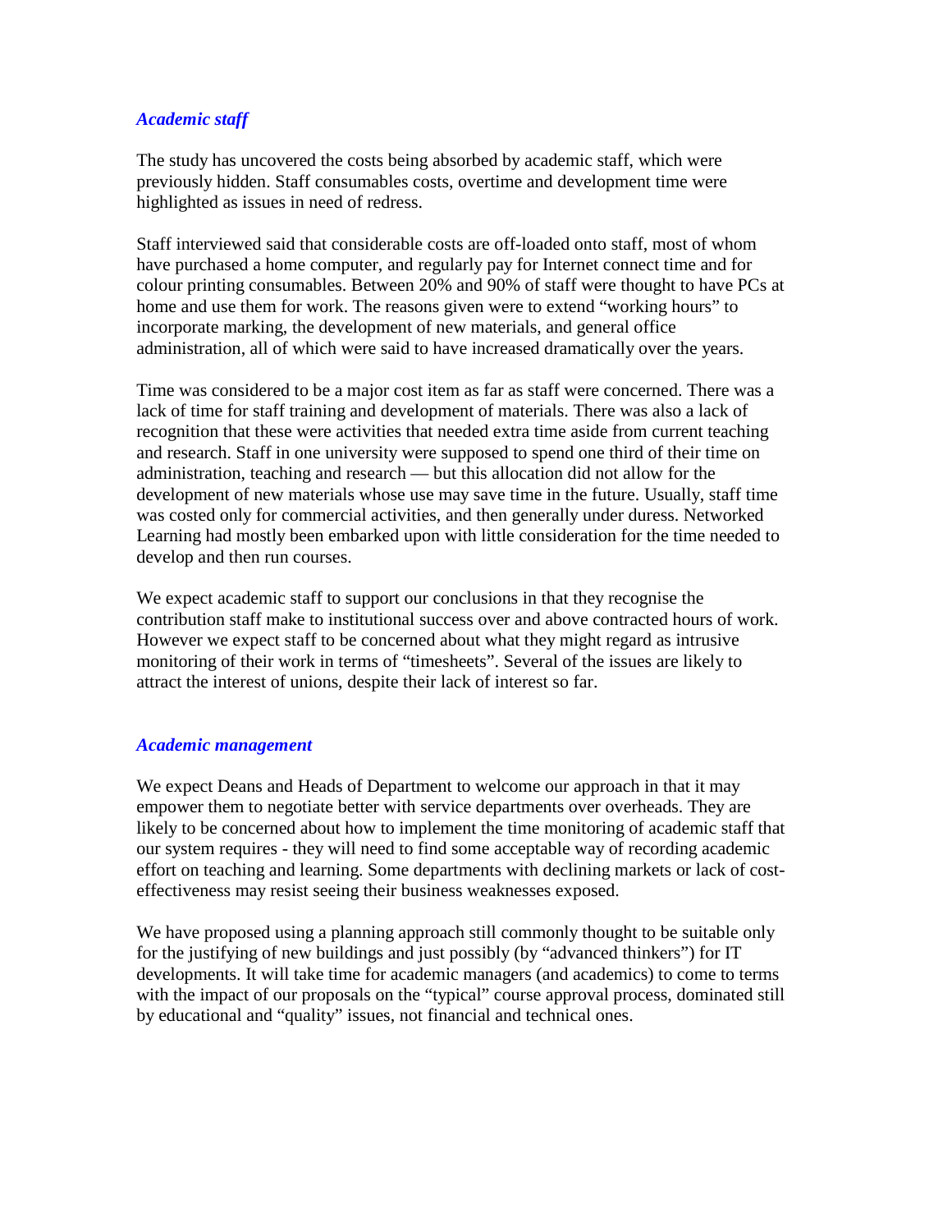### *Academic staff*

The study has uncovered the costs being absorbed by academic staff, which were previously hidden. Staff consumables costs, overtime and development time were highlighted as issues in need of redress.

Staff interviewed said that considerable costs are off-loaded onto staff, most of whom have purchased a home computer, and regularly pay for Internet connect time and for colour printing consumables. Between 20% and 90% of staff were thought to have PCs at home and use them for work. The reasons given were to extend "working hours" to incorporate marking, the development of new materials, and general office administration, all of which were said to have increased dramatically over the years.

Time was considered to be a major cost item as far as staff were concerned. There was a lack of time for staff training and development of materials. There was also a lack of recognition that these were activities that needed extra time aside from current teaching and research. Staff in one university were supposed to spend one third of their time on administration, teaching and research — but this allocation did not allow for the development of new materials whose use may save time in the future. Usually, staff time was costed only for commercial activities, and then generally under duress. Networked Learning had mostly been embarked upon with little consideration for the time needed to develop and then run courses.

We expect academic staff to support our conclusions in that they recognise the contribution staff make to institutional success over and above contracted hours of work. However we expect staff to be concerned about what they might regard as intrusive monitoring of their work in terms of "timesheets". Several of the issues are likely to attract the interest of unions, despite their lack of interest so far.

### *Academic management*

We expect Deans and Heads of Department to welcome our approach in that it may empower them to negotiate better with service departments over overheads. They are likely to be concerned about how to implement the time monitoring of academic staff that our system requires - they will need to find some acceptable way of recording academic effort on teaching and learning. Some departments with declining markets or lack of cost-effectiveness may resist seeing their business weaknesses exposed.

We have proposed using a planning approach still commonly thought to be suitable only for the justifying of new buildings and just possibly (by "advanced thinkers") for IT developments. It will take time for academic managers (and academics) to come to terms with the impact of our proposals on the "typical" course approval process, dominated still by educational and "quality" issues, not financial and technical ones.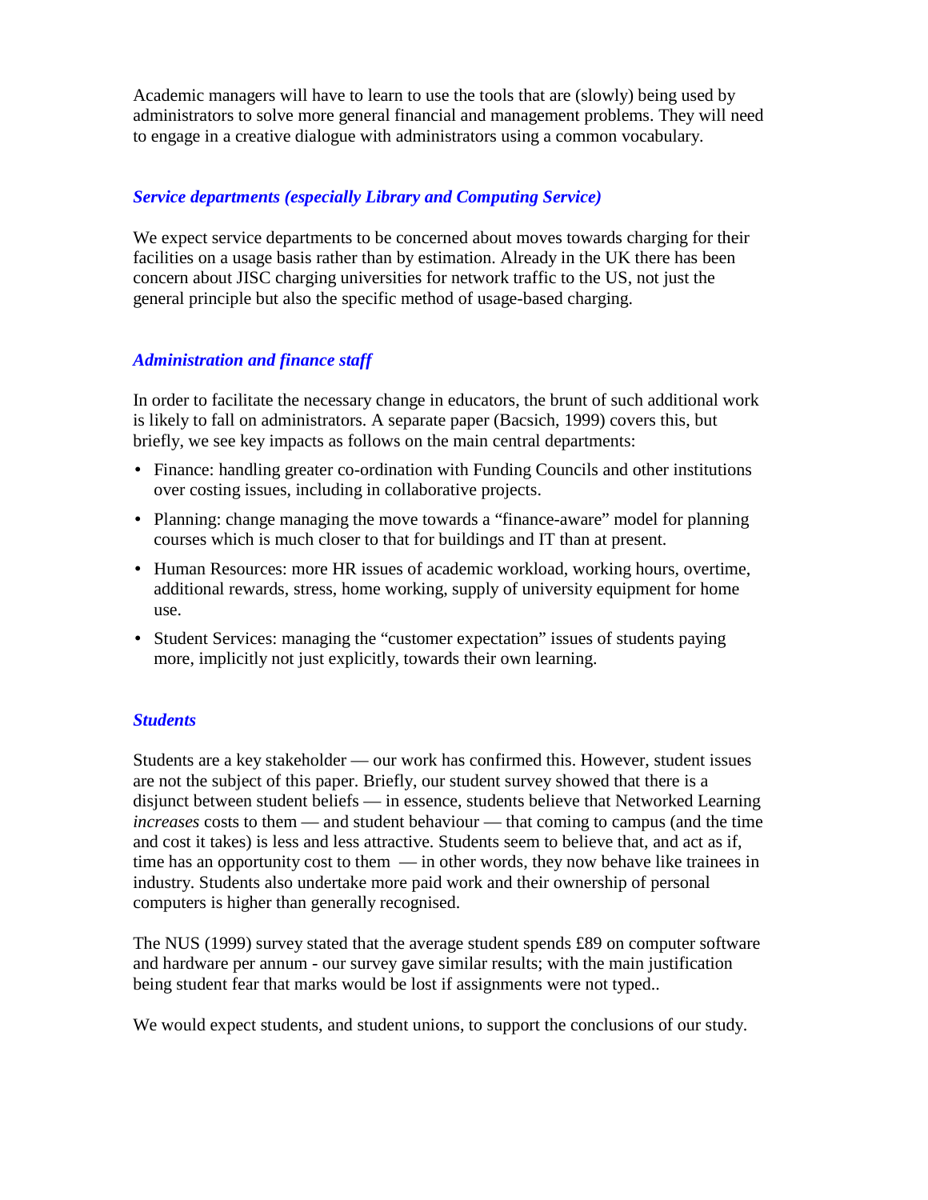Academic managers will have to learn to use the tools that are (slowly) being used by administrators to solve more general financial and management problems. They will need to engage in a creative dialogue with administrators using a common vocabulary.

### *Service departments (especially Library and Computing Service)*

We expect service departments to be concerned about moves towards charging for their facilities on a usage basis rather than by estimation. Already in the UK there has been concern about JISC charging universities for network traffic to the US, not just the general principle but also the specific method of usage-based charging.

### *Administration and finance staff*

In order to facilitate the necessary change in educators, the brunt of such additional work is likely to fall on administrators. A separate paper (Bacsich, 1999) covers this, but briefly, we see key impacts as follows on the main central departments:

- Finance: handling greater co-ordination with Funding Councils and other institutions over costing issues, including in collaborative projects.
- Planning: change managing the move towards a "finance-aware" model for planning courses which is much closer to that for buildings and IT than at present.
- Human Resources: more HR issues of academic workload, working hours, overtime, additional rewards, stress, home working, supply of university equipment for home use.
- Student Services: managing the "customer expectation" issues of students paying more, implicitly not just explicitly, towards their own learning.

### *Students*

Students are a key stakeholder — our work has confirmed this. However, student issues are not the subject of this paper. Briefly, our student survey showed that there is a disjunct between student beliefs — in essence, students believe that Networked Learning *increases* costs to them — and student behaviour — that coming to campus (and the time and cost it takes) is less and less attractive. Students seem to believe that, and act as if, time has an opportunity cost to them — in other words, they now behave like trainees in industry. Students also undertake more paid work and their ownership of personal computers is higher than generally recognised.

The NUS (1999) survey stated that the average student spends £89 on computer software and hardware per annum - our survey gave similar results; with the main justification being student fear that marks would be lost if assignments were not typed..

We would expect students, and student unions, to support the conclusions of our study.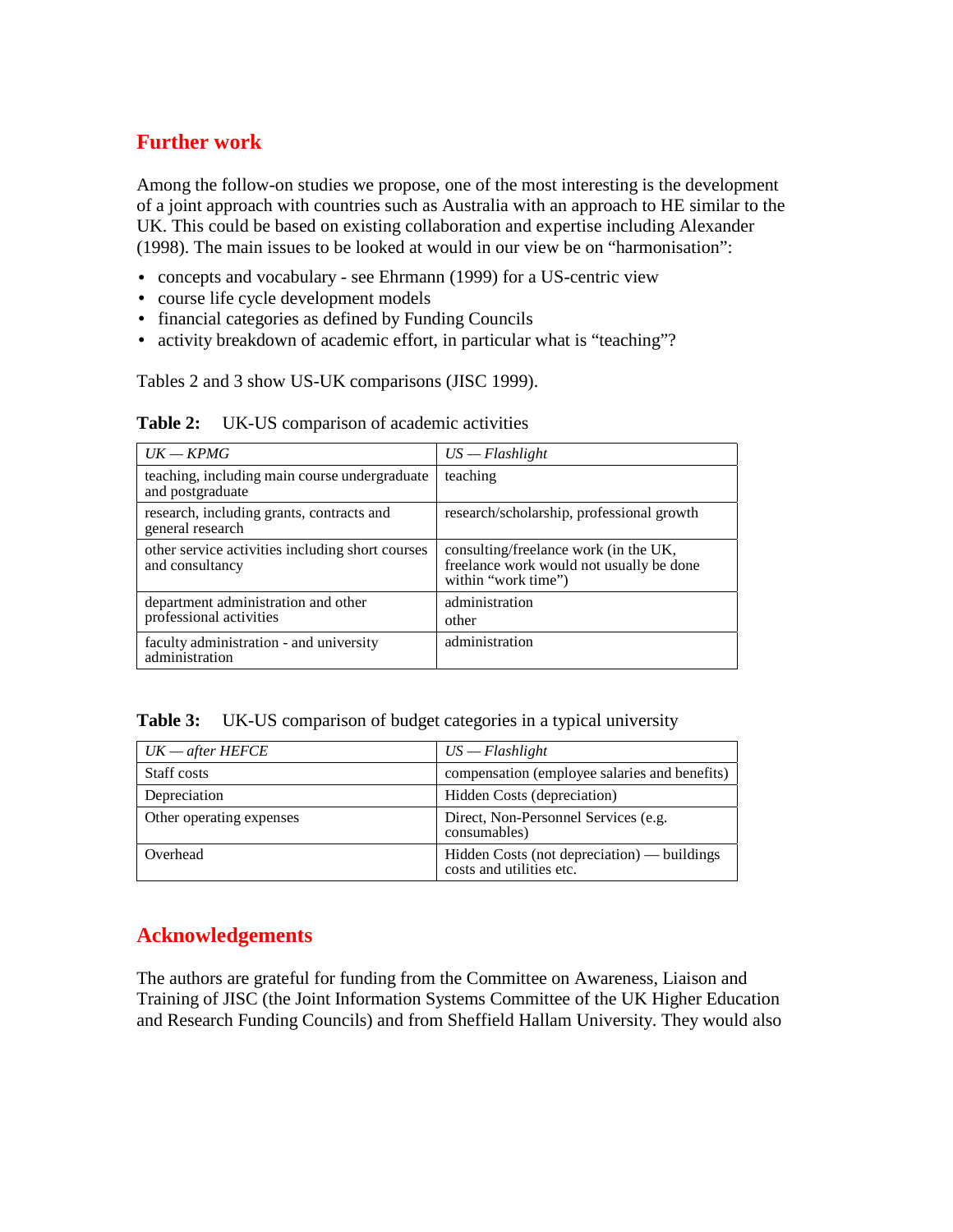## Further work

Among the follow-on studies we propose, one of the most interesting is the development of a joint approach with countries such as Australia with an approach to HE similar to the UK. This could be based on existing collaboration and expertise including Alexander (1998). The main issues to be looked at would in our view be on "harmonisation":

- concepts and vocabulary - see Ehrmann (1999) for a US-centric view
- course life cycle development models
- financial categories as defined by Funding Councils
- activity breakdown of academic effort, in particular what is "teaching"?

Tables 2 and 3 show US-UK comparisons (JISC 1999).

**Table 2:** UK-US comparison of academic activities

| *UK — KPMG* | *US — Flashlight* |
|---|---|
| teaching, including main course undergraduate and postgraduate | teaching |
| research, including grants, contracts and general research | research/scholarship, professional growth |
| other service activities including short courses and consultancy | consulting/freelance work (in the UK, freelance work would not usually be done within "work time") |
| department administration and other professional activities | administration<br>other |
| faculty administration - and university administration | administration |

**Table 3:** UK-US comparison of budget categories in a typical university

| *UK — after HEFCE* | *US — Flashlight* |
|---|---|
| Staff costs | compensation (employee salaries and benefits) |
| Depreciation | Hidden Costs (depreciation) |
| Other operating expenses | Direct, Non-Personnel Services (e.g. consumables) |
| Overhead | Hidden Costs (not depreciation) — buildings costs and utilities etc. |

## Acknowledgements

The authors are grateful for funding from the Committee on Awareness, Liaison and Training of JISC (the Joint Information Systems Committee of the UK Higher Education and Research Funding Councils) and from Sheffield Hallam University. They would also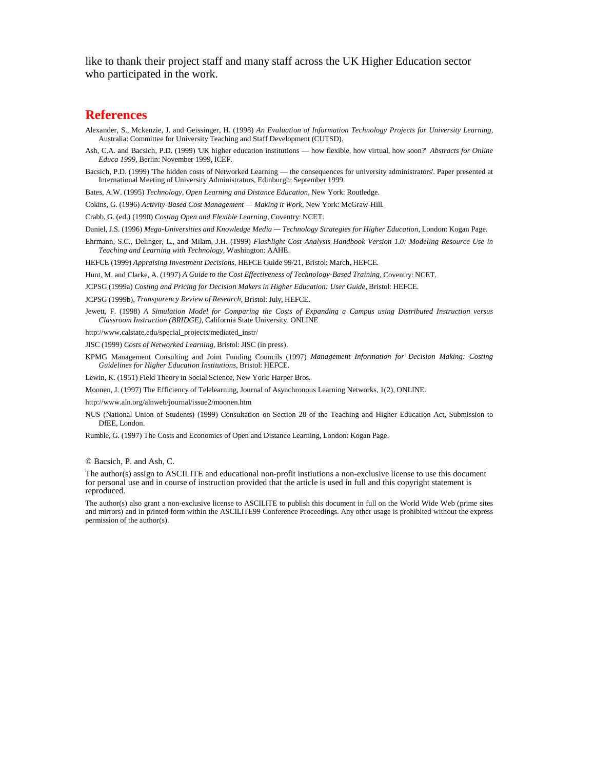like to thank their project staff and many staff across the UK Higher Education sector who participated in the work.

## References

Alexander, S., Mckenzie, J. and Geissinger, H. (1998) *An Evaluation of Information Technology Projects for University Learning*, Australia: Committee for University Teaching and Staff Development (CUTSD).

Ash, C.A. and Bacsich, P.D. (1999) 'UK higher education institutions — how flexible, how virtual, how soon?' *Abstracts for Online Educa 1999*, Berlin: November 1999, ICEF.

Bacsich, P.D. (1999) 'The hidden costs of Networked Learning — the consequences for university administrators'. Paper presented at International Meeting of University Administrators, Edinburgh: September 1999.

Bates, A.W. (1995) *Technology, Open Learning and Distance Education*, New York: Routledge.

Cokins, G. (1996) *Activity-Based Cost Management — Making it Work*, New York: McGraw-Hill.

Crabb, G. (ed.) (1990) *Costing Open and Flexible Learning*, Coventry: NCET.

Daniel, J.S. (1996) *Mega-Universities and Knowledge Media — Technology Strategies for Higher Education*, London: Kogan Page.

Ehrmann, S.C., Delinger, L., and Milam, J.H. (1999) *Flashlight Cost Analysis Handbook Version 1.0: Modeling Resource Use in Teaching and Learning with Technology*, Washington: AAHE.

HEFCE (1999) *Appraising Investment Decisions*, HEFCE Guide 99/21, Bristol: March, HEFCE.

Hunt, M. and Clarke, A. (1997) *A Guide to the Cost Effectiveness of Technology-Based Training*, Coventry: NCET.

JCPSG (1999a) *Costing and Pricing for Decision Makers in Higher Education: User Guide*, Bristol: HEFCE.

JCPSG (1999b), *Transparency Review of Research*, Bristol: July, HEFCE.

Jewett, F. (1998) *A Simulation Model for Comparing the Costs of Expanding a Campus using Distributed Instruction versus Classroom Instruction (BRIDGE)*, California State University. ONLINE

http://www.calstate.edu/special_projects/mediated_instr/

JISC (1999) *Costs of Networked Learning*, Bristol: JISC (in press).

KPMG Management Consulting and Joint Funding Councils (1997) *Management Information for Decision Making: Costing Guidelines for Higher Education Institutions*, Bristol: HEFCE.

Lewin, K. (1951) Field Theory in Social Science, New York: Harper Bros.

Moonen, J. (1997) The Efficiency of Telelearning, Journal of Asynchronous Learning Networks, 1(2), ONLINE.

http://www.aln.org/alnweb/journal/issue2/moonen.htm

NUS (National Union of Students) (1999) Consultation on Section 28 of the Teaching and Higher Education Act, Submission to DfEE, London.

Rumble, G. (1997) The Costs and Economics of Open and Distance Learning, London: Kogan Page.

© Bacsich, P. and Ash, C.

The author(s) assign to ASCILITE and educational non-profit instiutions a non-exclusive license to use this document for personal use and in course of instruction provided that the article is used in full and this copyright statement is reproduced.

The author(s) also grant a non-exclusive license to ASCILITE to publish this document in full on the World Wide Web (prime sites and mirrors) and in printed form within the ASCILITE99 Conference Proceedings. Any other usage is prohibited without the express permission of the author(s).